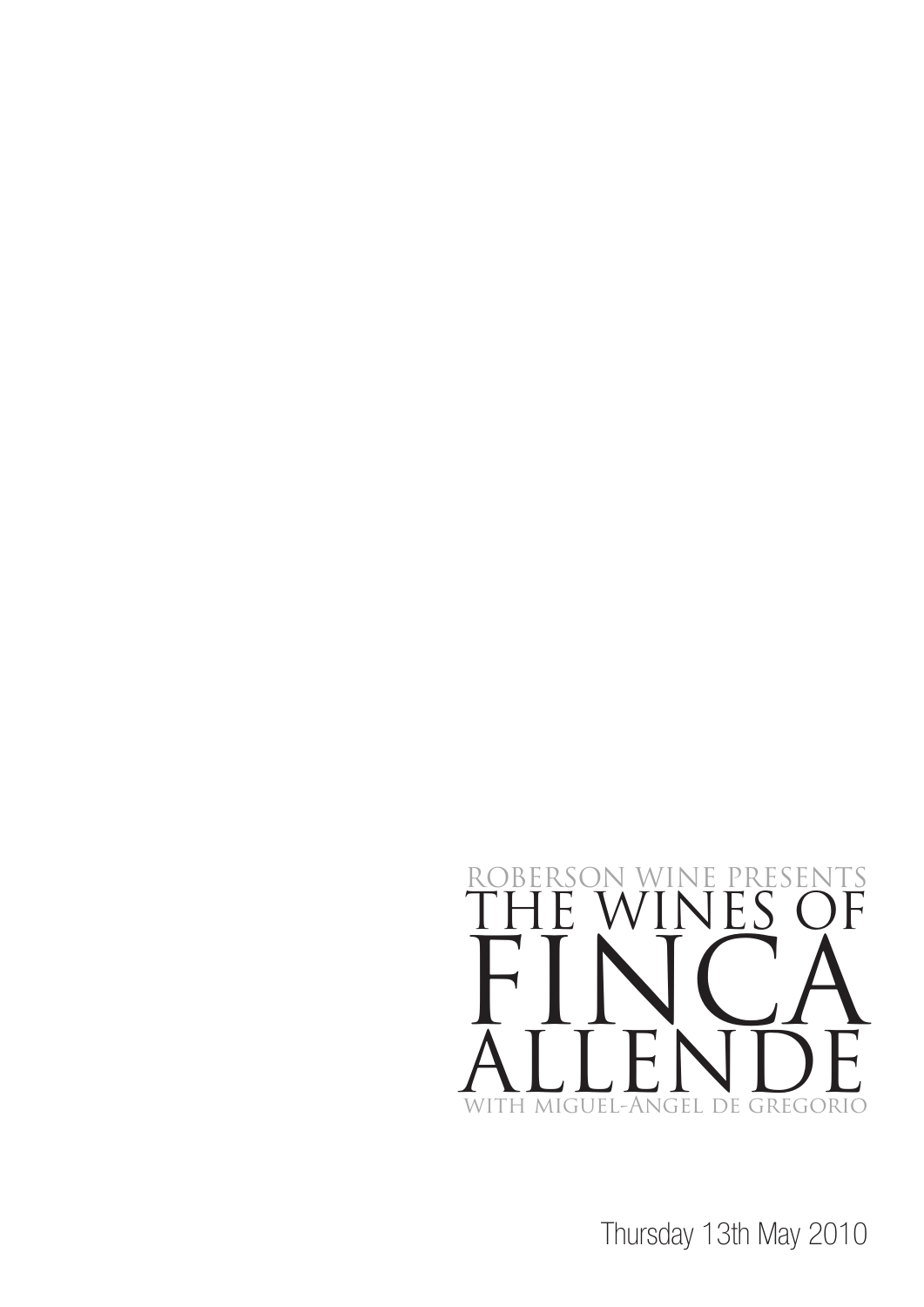ROBERSON WINE PRESENTS

# THE WINES OF FINCA ALLENDE

WITH MIGUEL-ANGEL DE GREGORIO

Thursday 13th May 2010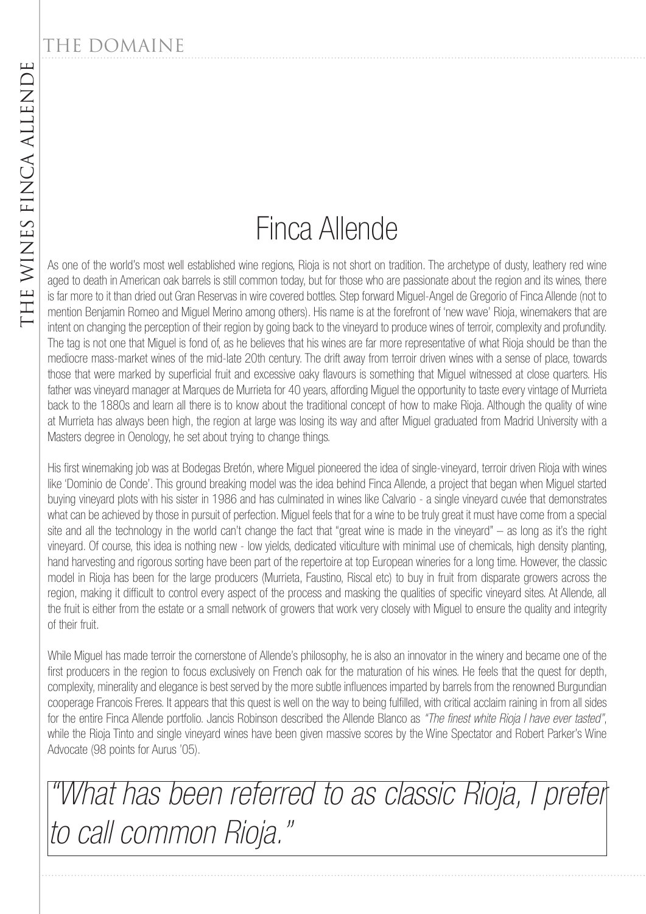# Finca Allende

As one of the world's most well established wine regions, Rioja is not short on tradition. The archetype of dusty, leathery red wine aged to death in American oak barrels is still common today, but for those who are passionate about the region and its wines, there is far more to it than dried out Gran Reservas in wire covered bottles. Step forward Miguel-Angel de Gregorio of Finca Allende (not to mention Benjamin Romeo and Miguel Merino among others). His name is at the forefront of 'new wave' Rioja, winemakers that are intent on changing the perception of their region by going back to the vineyard to produce wines of terroir, complexity and profundity. The tag is not one that Miguel is fond of, as he believes that his wines are far more representative of what Rioja should be than the mediocre mass-market wines of the mid-late 20th century. The drift away from terroir driven wines with a sense of place, towards those that were marked by superficial fruit and excessive oaky flavours is something that Miguel witnessed at close quarters. His father was vineyard manager at Marques de Murrieta for 40 years, affording Miguel the opportunity to taste every vintage of Murrieta back to the 1880s and learn all there is to know about the traditional concept of how to make Rioja. Although the quality of wine at Murrieta has always been high, the region at large was losing its way and after Miguel graduated from Madrid University with a Masters degree in Oenology, he set about trying to change things.

His first winemaking job was at Bodegas Bretón, where Miguel pioneered the idea of single-vineyard, terroir driven Rioja with wines like 'Dominio de Conde'. This ground breaking model was the idea behind Finca Allende, a project that began when Miguel started buying vineyard plots with his sister in 1986 and has culminated in wines like Calvario - a single vineyard cuvée that demonstrates what can be achieved by those in pursuit of perfection. Miguel feels that for a wine to be truly great it must have come from a special site and all the technology in the world can't change the fact that "great wine is made in the vineyard" – as long as it's the right vineyard. Of course, this idea is nothing new - low yields, dedicated viticulture with minimal use of chemicals, high density planting, hand harvesting and rigorous sorting have been part of the repertoire at top European wineries for a long time. However, the classic model in Rioja has been for the large producers (Murrieta, Faustino, Riscal etc) to buy in fruit from disparate growers across the region, making it difficult to control every aspect of the process and masking the qualities of specific vineyard sites. At Allende, all the fruit is either from the estate or a small network of growers that work very closely with Miguel to ensure the quality and integrity of their fruit.

While Miguel has made terroir the cornerstone of Allende's philosophy, he is also an innovator in the winery and became one of the first producers in the region to focus exclusively on French oak for the maturation of his wines. He feels that the quest for depth, complexity, minerality and elegance is best served by the more subtle influences imparted by barrels from the renowned Burgundian cooperage Francois Freres. It appears that this quest is well on the way to being fulfilled, with critical acclaim raining in from all sides for the entire Finca Allende portfolio. Jancis Robinson described the Allende Blanco as *"The finest white Rioja I have ever tasted"*, while the Rioja Tinto and single vineyard wines have been given massive scores by the Wine Spectator and Robert Parker's Wine Advocate (98 points for Aurus '05).

> *"What has been referred to as classic Rioja, I prefer to call common Rioja."*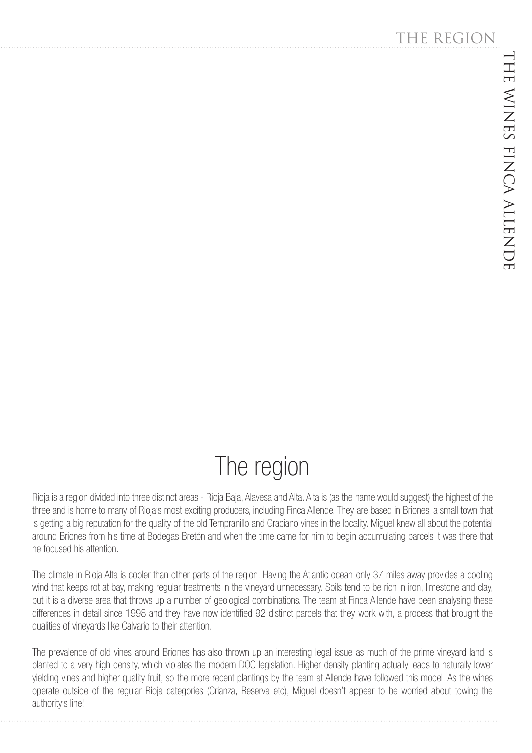# The region

Rioja is a region divided into three distinct areas - Rioja Baja, Alavesa and Alta. Alta is (as the name would suggest) the highest of the three and is home to many of Rioja's most exciting producers, including Finca Allende. They are based in Briones, a small town that is getting a big reputation for the quality of the old Tempranillo and Graciano vines in the locality. Miguel knew all about the potential around Briones from his time at Bodegas Bretón and when the time came for him to begin accumulating parcels it was there that he focused his attention.

The climate in Rioja Alta is cooler than other parts of the region. Having the Atlantic ocean only 37 miles away provides a cooling wind that keeps rot at bay, making regular treatments in the vineyard unnecessary. Soils tend to be rich in iron, limestone and clay, but it is a diverse area that throws up a number of geological combinations. The team at Finca Allende have been analysing these differences in detail since 1998 and they have now identified 92 distinct parcels that they work with, a process that brought the qualities of vineyards like Calvario to their attention.

The prevalence of old vines around Briones has also thrown up an interesting legal issue as much of the prime vineyard land is planted to a very high density, which violates the modern DOC legislation. Higher density planting actually leads to naturally lower yielding vines and higher quality fruit, so the more recent plantings by the team at Allende have followed this model. As the wines operate outside of the regular Rioja categories (Crianza, Reserva etc), Miguel doesn't appear to be worried about towing the authority's line!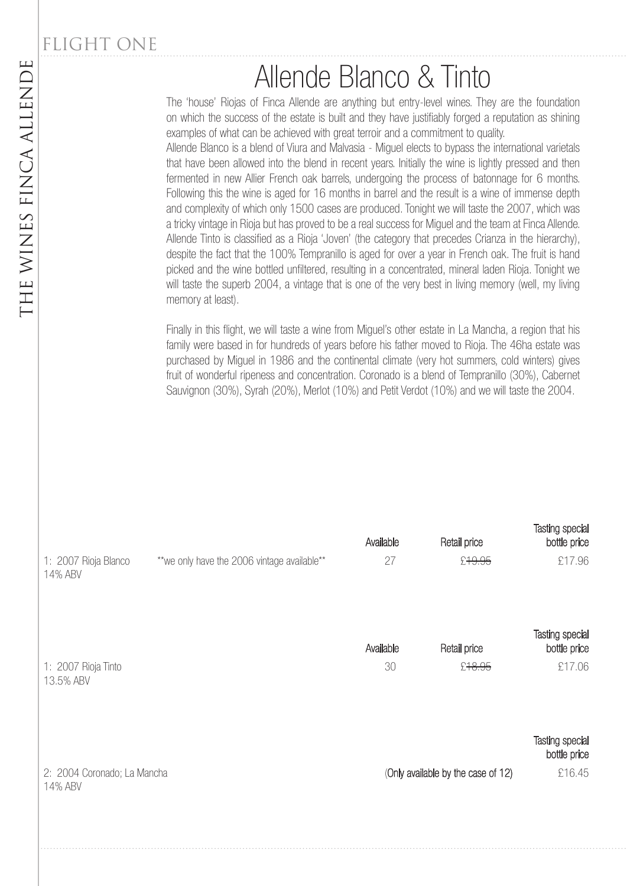FLIGHT ONE

THE WINES FINCA ALLENDE

# Allende Blanco & Tinto

The 'house' Riojas of Finca Allende are anything but entry-level wines. They are the foundation on which the success of the estate is built and they have justifiably forged a reputation as shining examples of what can be achieved with great terroir and a commitment to quality.

Allende Blanco is a blend of Viura and Malvasia - Miguel elects to bypass the international varietals that have been allowed into the blend in recent years. Initially the wine is lightly pressed and then fermented in new Allier French oak barrels, undergoing the process of batonnage for 6 months. Following this the wine is aged for 16 months in barrel and the result is a wine of immense depth and complexity of which only 1500 cases are produced. Tonight we will taste the 2007, which was a tricky vintage in Rioja but has proved to be a real success for Miguel and the team at Finca Allende.

Allende Tinto is classified as a Rioja 'Joven' (the category that precedes Crianza in the hierarchy), despite the fact that the 100% Tempranillo is aged for over a year in French oak. The fruit is hand picked and the wine bottled unfiltered, resulting in a concentrated, mineral laden Rioja. Tonight we will taste the superb 2004, a vintage that is one of the very best in living memory (well, my living memory at least).

Finally in this flight, we will taste a wine from Miguel's other estate in La Mancha, a region that his family were based in for hundreds of years before his father moved to Rioja. The 46ha estate was purchased by Miguel in 1986 and the continental climate (very hot summers, cold winters) gives fruit of wonderful ripeness and concentration. Coronado is a blend of Tempranillo (30%), Cabernet Sauvignon (30%), Syrah (20%), Merlot (10%) and Petit Verdot (10%) and we will taste the 2004.

| | | Available | Retail price | Tasting special bottle price |
|---|---|---|---|---|
| 1: 2007 Rioja Blanco 14% ABV | **we only have the 2006 vintage available** | 27 | ~~£19.95~~ | £17.96 |

| | Available | Retail price | Tasting special bottle price |
|---|---|---|---|
| 1: 2007 Rioja Tinto 13.5% ABV | 30 | ~~£18.95~~ | £17.06 |

| | | Tasting special bottle price |
|---|---|---|
| 2: 2004 Coronado; La Mancha 14% ABV | (Only available by the case of 12) | £16.45 |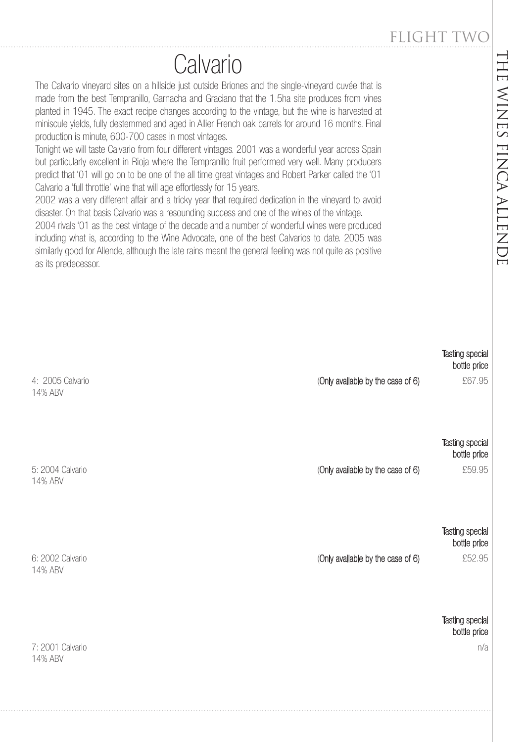# Calvario

The Calvario vineyard sites on a hillside just outside Briones and the single-vineyard cuvée that is made from the best Tempranillo, Garnacha and Graciano that the 1.5ha site produces from vines planted in 1945. The exact recipe changes according to the vintage, but the wine is harvested at miniscule yields, fully destemmed and aged in Allier French oak barrels for around 16 months. Final production is minute, 600-700 cases in most vintages.

Tonight we will taste Calvario from four different vintages. 2001 was a wonderful year across Spain but particularly excellent in Rioja where the Tempranillo fruit performed very well. Many producers predict that '01 will go on to be one of the all time great vintages and Robert Parker called the '01 Calvario a 'full throttle' wine that will age effortlessly for 15 years.

2002 was a very different affair and a tricky year that required dedication in the vineyard to avoid disaster. On that basis Calvario was a resounding success and one of the wines of the vintage.

2004 rivals '01 as the best vintage of the decade and a number of wonderful wines were produced including what is, according to the Wine Advocate, one of the best Calvarios to date. 2005 was similarly good for Allende, although the late rains meant the general feeling was not quite as positive as its predecessor.

| Wine | | Tasting special bottle price |
|---|---|---|
| 4: 2005 Calvario<br>14% ABV | (Only available by the case of 6) | £67.95 |
| 5: 2004 Calvario<br>14% ABV | (Only available by the case of 6) | £59.95 |
| 6: 2002 Calvario<br>14% ABV | (Only available by the case of 6) | £52.95 |
| 7: 2001 Calvario<br>14% ABV | | n/a |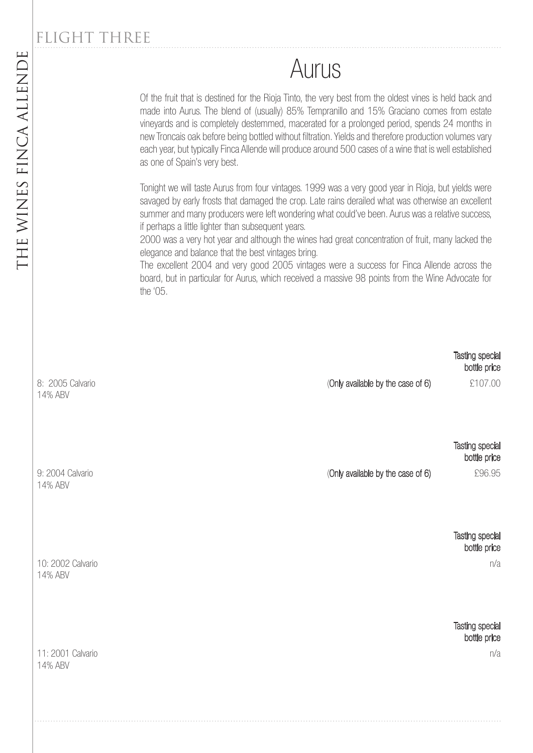## FLIGHT THREE

# Aurus

Of the fruit that is destined for the Rioja Tinto, the very best from the oldest vines is held back and made into Aurus. The blend of (usually) 85% Tempranillo and 15% Graciano comes from estate vineyards and is completely destemmed, macerated for a prolonged period, spends 24 months in new Troncais oak before being bottled without filtration. Yields and therefore production volumes vary each year, but typically Finca Allende will produce around 500 cases of a wine that is well established as one of Spain's very best.

Tonight we will taste Aurus from four vintages. 1999 was a very good year in Rioja, but yields were savaged by early frosts that damaged the crop. Late rains derailed what was otherwise an excellent summer and many producers were left wondering what could've been. Aurus was a relative success, if perhaps a little lighter than subsequent years.

2000 was a very hot year and although the wines had great concentration of fruit, many lacked the elegance and balance that the best vintages bring.

The excellent 2004 and very good 2005 vintages were a success for Finca Allende across the board, but in particular for Aurus, which received a massive 98 points from the Wine Advocate for the '05.

| | | Tasting special bottle price |
|---|---|---|
| 8: 2005 Calvario<br>14% ABV | (Only available by the case of 6) | £107.00 |
| 9: 2004 Calvario<br>14% ABV | (Only available by the case of 6) | £96.95 |
| 10: 2002 Calvario<br>14% ABV | | n/a |
| 11: 2001 Calvario<br>14% ABV | | n/a |